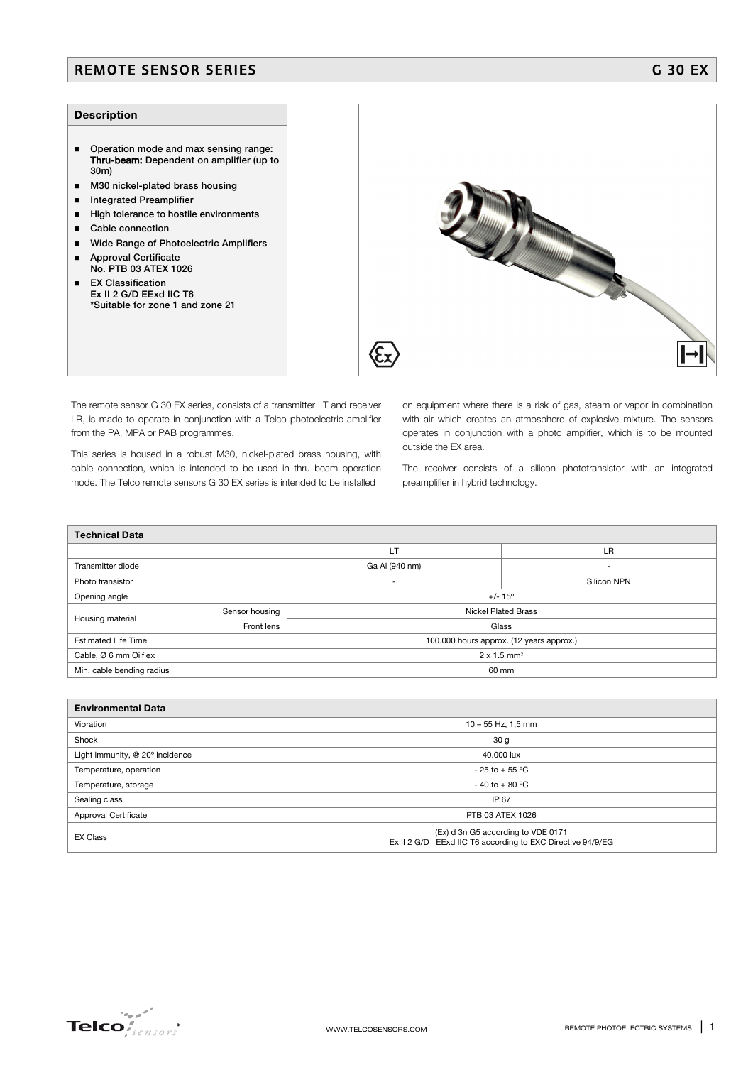# REMOTE SENSOR SERIES G 30 EX

## Description

- Operation mode and max sensing range: **Thru-beam:** Dependent on amplifier (up to 30m)
- M30 nickel-plated brass housing
- Integrated Preamplifier
- High tolerance to hostile environments
- Cable connection
- Wide Range of Photoelectric Amplifiers
- Approval Certificate No. PTB 03 ATEX 1026
- EX Classification Ex II 2 G/D EExd IIC T6 *Suitable for zone 1 and zone 21

The remote sensor G 30 EX series, consists of a transmitter LT and receiver LR, is made to operate in conjunction with a Telco photoelectric amplifier from the PA, MPA or PAB programmes.

This series is housed in a robust M30, nickel-plated brass housing, with cable connection, which is intended to be used in thru beam operation mode. The Telco remote sensors G 30 EX series is intended to be installed on equipment where there is a risk of gas, steam or vapor in combination with air which creates an atmosphere of explosive mixture. The sensors operates in conjunction with a photo amplifier, which is to be mounted outside the EX area.

The receiver consists of a silicon phototransistor with an integrated preamplifier in hybrid technology.

## Technical Data

| | | LT | LR |
|---|---|---|---|
| Transmitter diode | | Ga Al (940 nm) | - |
| Photo transistor | | - | Silicon NPN |
| Opening angle | | +/- 15º | |
| Housing material | Sensor housing | Nickel Plated Brass | |
| | Front lens | Glass | |
| Estimated Life Time | | 100.000 hours approx. (12 years approx.) | |
| Cable, Ø 6 mm Oilflex | | 2 x 1.5 mm² | |
| Min. cable bending radius | | 60 mm | |

## Environmental Data

| | |
|---|---|
| Vibration | 10 – 55 Hz, 1,5 mm |
| Shock | 30 g |
| Light immunity, @ 20º incidence | 40.000 lux |
| Temperature, operation | - 25 to + 55 ºC |
| Temperature, storage | - 40 to + 80 ºC |
| Sealing class | IP 67 |
| Approval Certificate | PTB 03 ATEX 1026 |
| EX Class | (Ex) d 3n G5 according to VDE 0171<br>Ex II 2 G/D EExd IIC T6 according to EXC Directive 94/9/EG |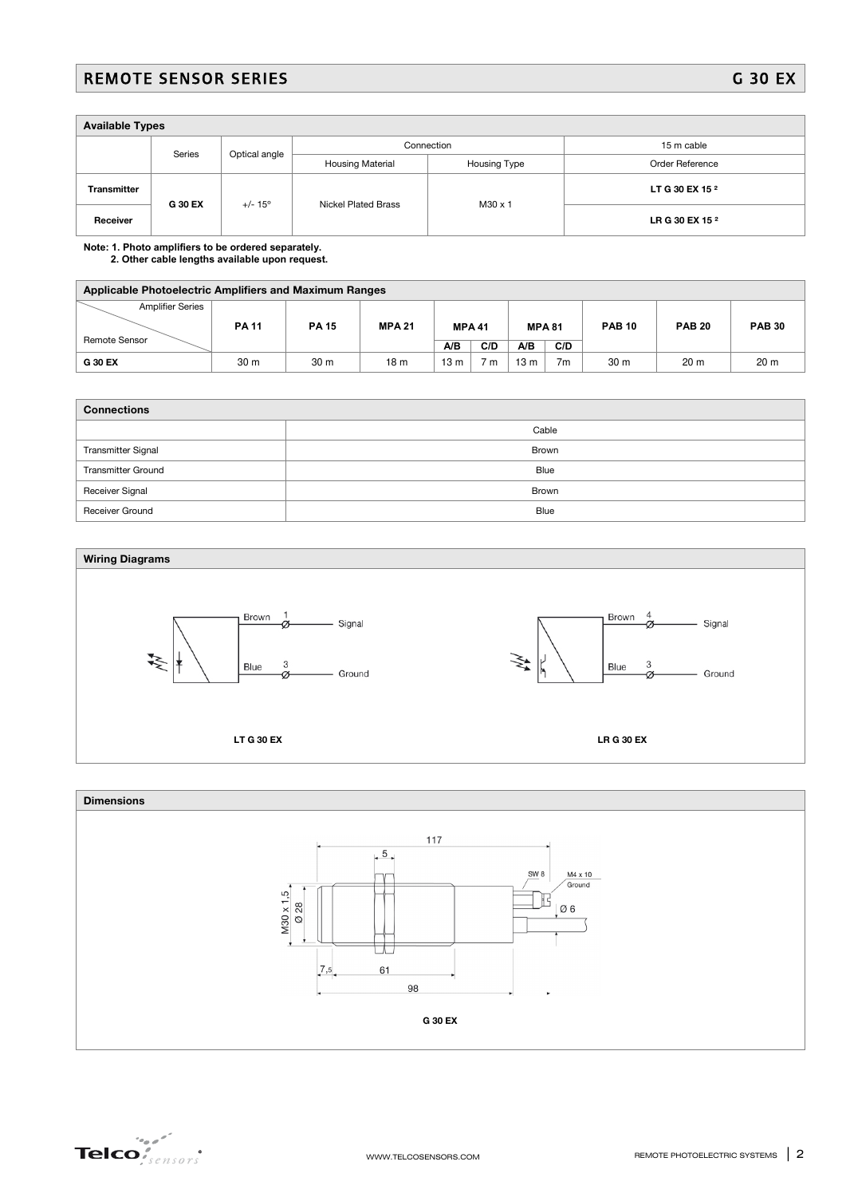## Available Types

| | Series | Optical angle | Connection | | 15 m cable |
|---|---|---|---|---|---|
| | | | Housing Material | Housing Type | Order Reference |
| **Transmitter** | **G 30 EX** | +/- 15° | Nickel Plated Brass | M30 x 1 | **LT G 30 EX 15 [2]** |
| **Receiver** | | | | | **LR G 30 EX 15 [2]** |

**Note: 1. Photo amplifiers to be ordered separately.**
**2. Other cable lengths available upon request.**

## Applicable Photoelectric Amplifiers and Maximum Ranges

| Amplifier Series / Remote Sensor | PA 11 | PA 15 | MPA 21 | MPA 41 | | MPA 81 | | PAB 10 | PAB 20 | PAB 30 |
|---|---|---|---|---|---|---|---|---|---|---|
| | | | | A/B | C/D | A/B | C/D | | | |
| **G 30 EX** | 30 m | 30 m | 18 m | 13 m | 7 m | 13 m | 7m | 30 m | 20 m | 20 m |

## Connections

| | Cable |
|---|---|
| Transmitter Signal | Brown |
| Transmitter Ground | Blue |
| Receiver Signal | Brown |
| Receiver Ground | Blue |

## Wiring Diagrams

Brown 1 Signal
Blue 3 Ground

**LT G 30 EX**

Brown 4 Signal
Blue 3 Ground

**LR G 30 EX**

## Dimensions

117
5
SW 8
M4 x 10 Ground
Ø 6
M30 x 1,5
Ø 28
7,5
61
98

**G 30 EX**